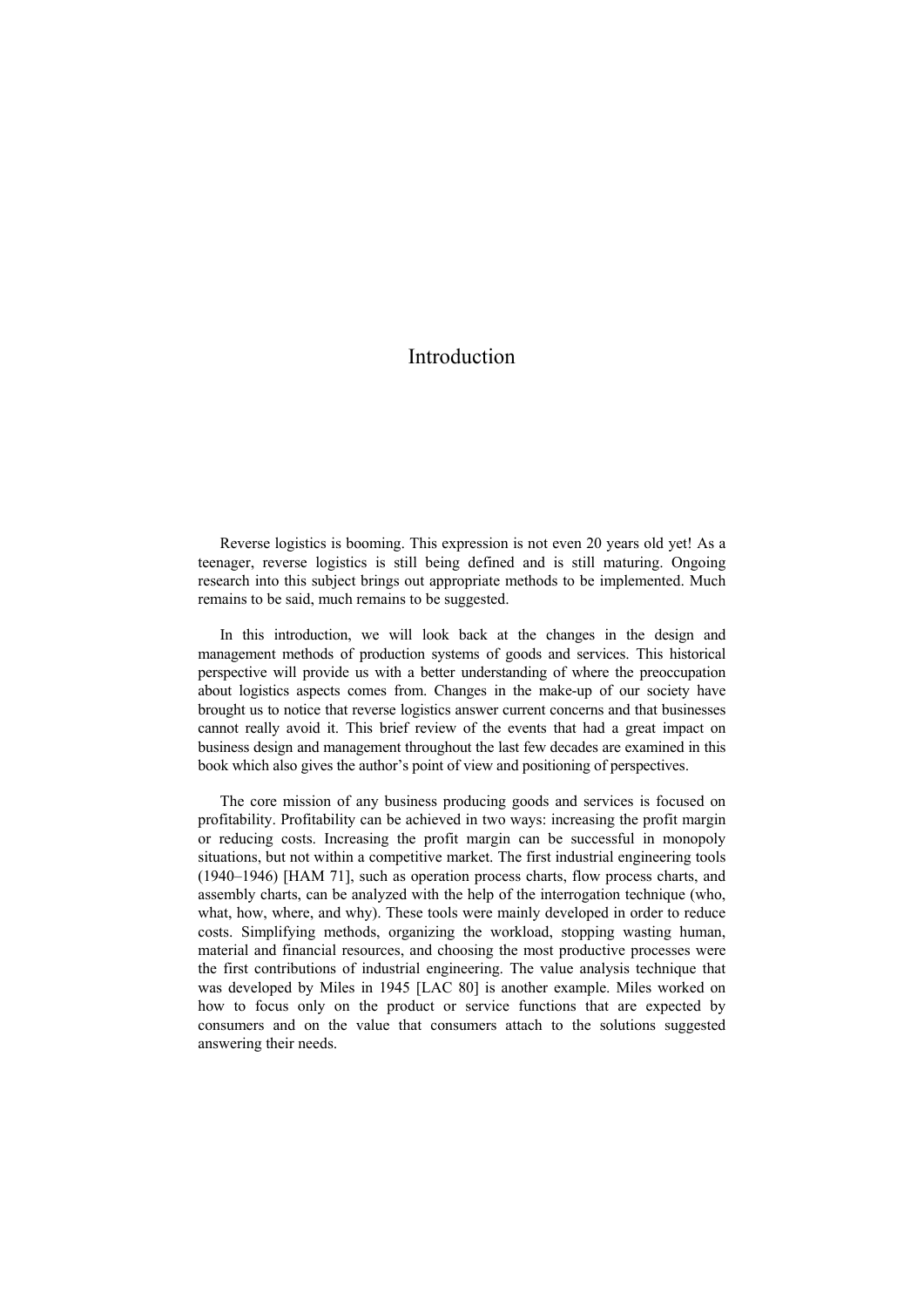# Introduction

Reverse logistics is booming. This expression is not even 20 years old yet! As a teenager, reverse logistics is still being defined and is still maturing. Ongoing research into this subject brings out appropriate methods to be implemented. Much remains to be said, much remains to be suggested.

In this introduction, we will look back at the changes in the design and management methods of production systems of goods and services. This historical perspective will provide us with a better understanding of where the preoccupation about logistics aspects comes from. Changes in the make-up of our society have brought us to notice that reverse logistics answer current concerns and that businesses cannot really avoid it. This brief review of the events that had a great impact on business design and management throughout the last few decades are examined in this book which also gives the author's point of view and positioning of perspectives.

The core mission of any business producing goods and services is focused on profitability. Profitability can be achieved in two ways: increasing the profit margin or reducing costs. Increasing the profit margin can be successful in monopoly situations, but not within a competitive market. The first industrial engineering tools (1940–1946) [HAM 71], such as operation process charts, flow process charts, and assembly charts, can be analyzed with the help of the interrogation technique (who, what, how, where, and why). These tools were mainly developed in order to reduce costs. Simplifying methods, organizing the workload, stopping wasting human, material and financial resources, and choosing the most productive processes were the first contributions of industrial engineering. The value analysis technique that was developed by Miles in 1945 [LAC 80] is another example. Miles worked on how to focus only on the product or service functions that are expected by consumers and on the value that consumers attach to the solutions suggested answering their needs.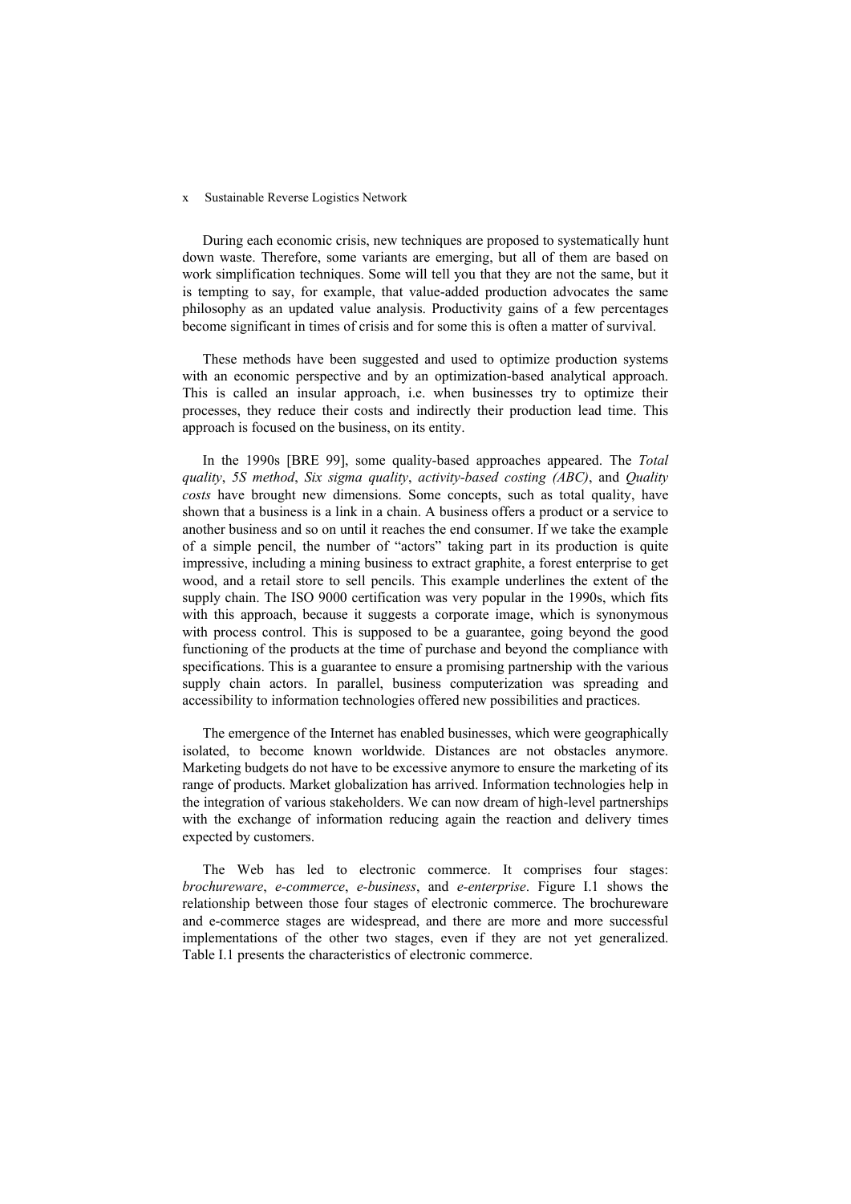During each economic crisis, new techniques are proposed to systematically hunt down waste. Therefore, some variants are emerging, but all of them are based on work simplification techniques. Some will tell you that they are not the same, but it is tempting to say, for example, that value-added production advocates the same philosophy as an updated value analysis. Productivity gains of a few percentages become significant in times of crisis and for some this is often a matter of survival.

These methods have been suggested and used to optimize production systems with an economic perspective and by an optimization-based analytical approach. This is called an insular approach, i.e. when businesses try to optimize their processes, they reduce their costs and indirectly their production lead time. This approach is focused on the business, on its entity.

In the 1990s [BRE 99], some quality-based approaches appeared. The *Total quality*, *5S method*, *Six sigma quality*, *activity-based costing (ABC)*, and *Quality costs* have brought new dimensions. Some concepts, such as total quality, have shown that a business is a link in a chain. A business offers a product or a service to another business and so on until it reaches the end consumer. If we take the example of a simple pencil, the number of "actors" taking part in its production is quite impressive, including a mining business to extract graphite, a forest enterprise to get wood, and a retail store to sell pencils. This example underlines the extent of the supply chain. The ISO 9000 certification was very popular in the 1990s, which fits with this approach, because it suggests a corporate image, which is synonymous with process control. This is supposed to be a guarantee, going beyond the good functioning of the products at the time of purchase and beyond the compliance with specifications. This is a guarantee to ensure a promising partnership with the various supply chain actors. In parallel, business computerization was spreading and accessibility to information technologies offered new possibilities and practices.

The emergence of the Internet has enabled businesses, which were geographically isolated, to become known worldwide. Distances are not obstacles anymore. Marketing budgets do not have to be excessive anymore to ensure the marketing of its range of products. Market globalization has arrived. Information technologies help in the integration of various stakeholders. We can now dream of high-level partnerships with the exchange of information reducing again the reaction and delivery times expected by customers.

The Web has led to electronic commerce. It comprises four stages: *brochureware*, *e-commerce*, *e-business*, and *e-enterprise*. Figure I.1 shows the relationship between those four stages of electronic commerce. The brochureware and e-commerce stages are widespread, and there are more and more successful implementations of the other two stages, even if they are not yet generalized. Table I.1 presents the characteristics of electronic commerce.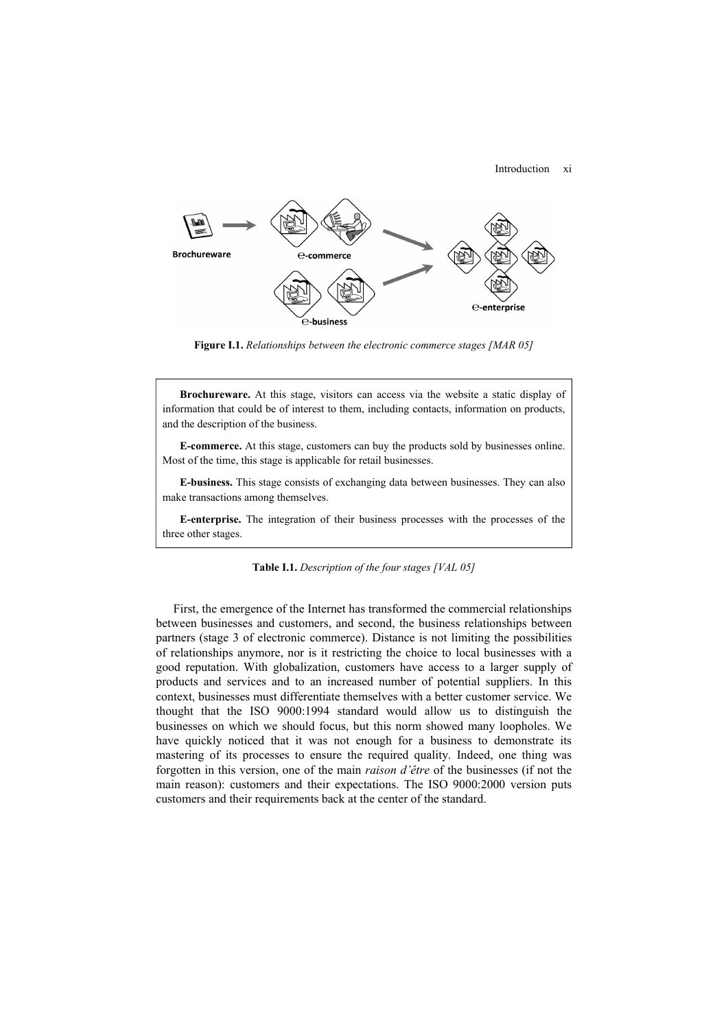Figure I.1. *Relationships between the electronic commerce stages [MAR 05]*

**Brochureware.** At this stage, visitors can access via the website a static display of information that could be of interest to them, including contacts, information on products, and the description of the business.

**E-commerce.** At this stage, customers can buy the products sold by businesses online. Most of the time, this stage is applicable for retail businesses.

**E-business.** This stage consists of exchanging data between businesses. They can also make transactions among themselves.

**E-enterprise.** The integration of their business processes with the processes of the three other stages.

**Table I.1.** *Description of the four stages [VAL 05]*

First, the emergence of the Internet has transformed the commercial relationships between businesses and customers, and second, the business relationships between partners (stage 3 of electronic commerce). Distance is not limiting the possibilities of relationships anymore, nor is it restricting the choice to local businesses with a good reputation. With globalization, customers have access to a larger supply of products and services and to an increased number of potential suppliers. In this context, businesses must differentiate themselves with a better customer service. We thought that the ISO 9000:1994 standard would allow us to distinguish the businesses on which we should focus, but this norm showed many loopholes. We have quickly noticed that it was not enough for a business to demonstrate its mastering of its processes to ensure the required quality. Indeed, one thing was forgotten in this version, one of the main *raison d'être* of the businesses (if not the main reason): customers and their expectations. The ISO 9000:2000 version puts customers and their requirements back at the center of the standard.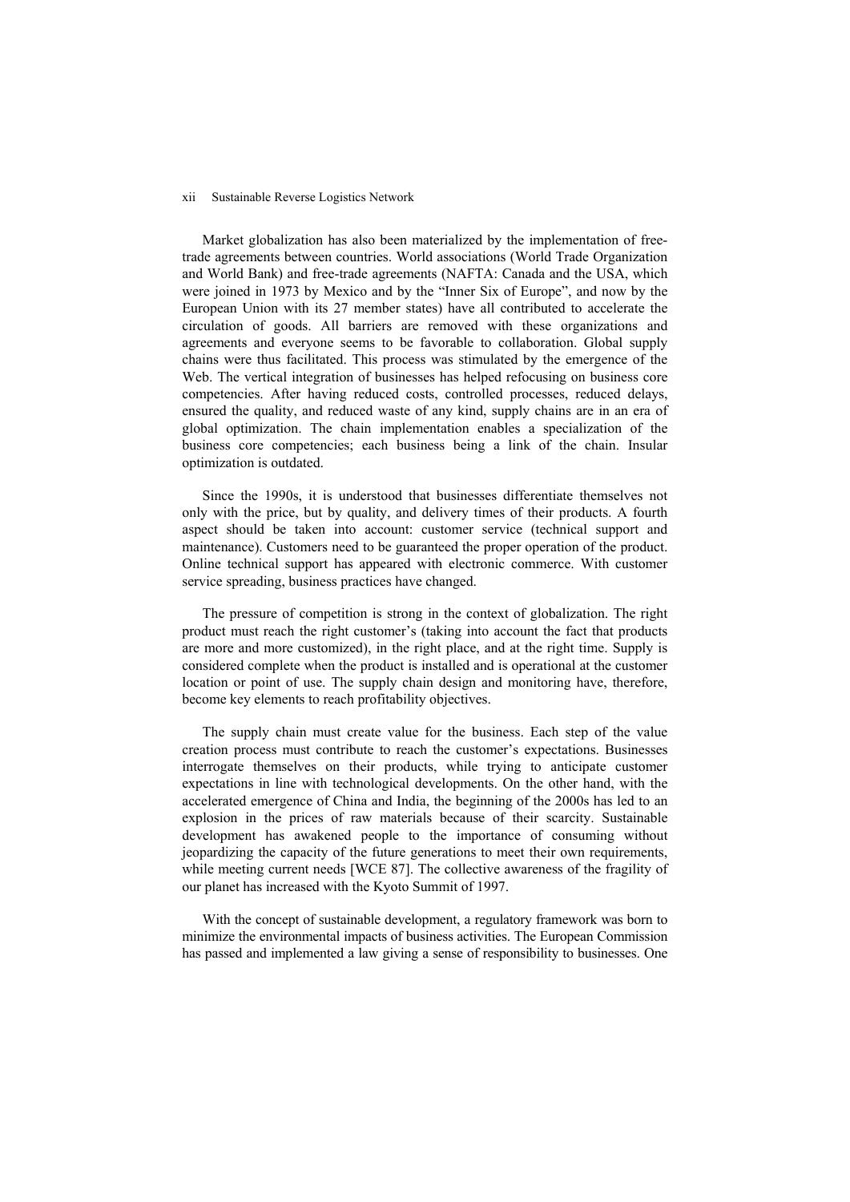Market globalization has also been materialized by the implementation of free-trade agreements between countries. World associations (World Trade Organization and World Bank) and free-trade agreements (NAFTA: Canada and the USA, which were joined in 1973 by Mexico and by the "Inner Six of Europe", and now by the European Union with its 27 member states) have all contributed to accelerate the circulation of goods. All barriers are removed with these organizations and agreements and everyone seems to be favorable to collaboration. Global supply chains were thus facilitated. This process was stimulated by the emergence of the Web. The vertical integration of businesses has helped refocusing on business core competencies. After having reduced costs, controlled processes, reduced delays, ensured the quality, and reduced waste of any kind, supply chains are in an era of global optimization. The chain implementation enables a specialization of the business core competencies; each business being a link of the chain. Insular optimization is outdated.

Since the 1990s, it is understood that businesses differentiate themselves not only with the price, but by quality, and delivery times of their products. A fourth aspect should be taken into account: customer service (technical support and maintenance). Customers need to be guaranteed the proper operation of the product. Online technical support has appeared with electronic commerce. With customer service spreading, business practices have changed.

The pressure of competition is strong in the context of globalization. The right product must reach the right customer's (taking into account the fact that products are more and more customized), in the right place, and at the right time. Supply is considered complete when the product is installed and is operational at the customer location or point of use. The supply chain design and monitoring have, therefore, become key elements to reach profitability objectives.

The supply chain must create value for the business. Each step of the value creation process must contribute to reach the customer's expectations. Businesses interrogate themselves on their products, while trying to anticipate customer expectations in line with technological developments. On the other hand, with the accelerated emergence of China and India, the beginning of the 2000s has led to an explosion in the prices of raw materials because of their scarcity. Sustainable development has awakened people to the importance of consuming without jeopardizing the capacity of the future generations to meet their own requirements, while meeting current needs [WCE 87]. The collective awareness of the fragility of our planet has increased with the Kyoto Summit of 1997.

With the concept of sustainable development, a regulatory framework was born to minimize the environmental impacts of business activities. The European Commission has passed and implemented a law giving a sense of responsibility to businesses. One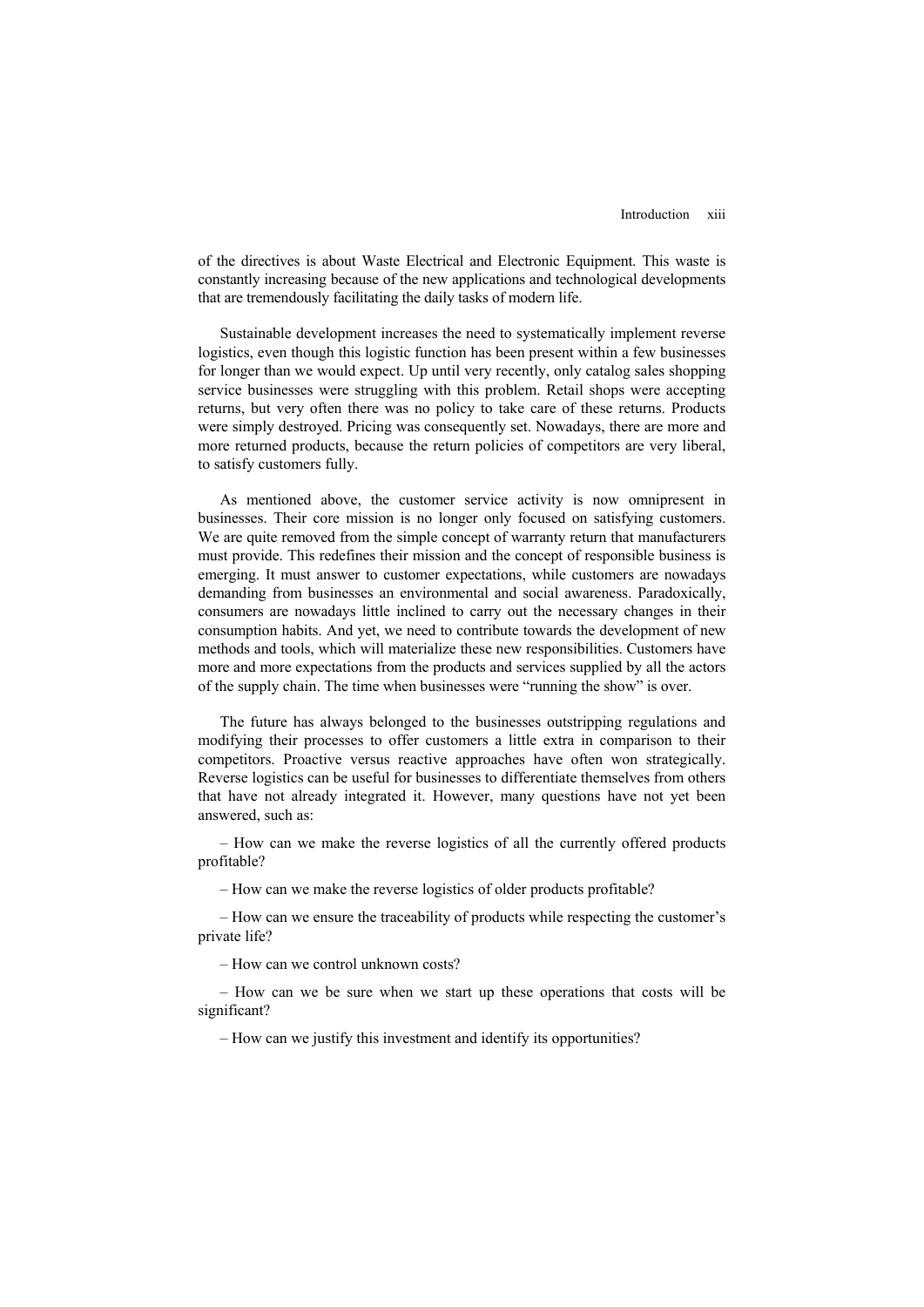of the directives is about Waste Electrical and Electronic Equipment. This waste is constantly increasing because of the new applications and technological developments that are tremendously facilitating the daily tasks of modern life.

Sustainable development increases the need to systematically implement reverse logistics, even though this logistic function has been present within a few businesses for longer than we would expect. Up until very recently, only catalog sales shopping service businesses were struggling with this problem. Retail shops were accepting returns, but very often there was no policy to take care of these returns. Products were simply destroyed. Pricing was consequently set. Nowadays, there are more and more returned products, because the return policies of competitors are very liberal, to satisfy customers fully.

As mentioned above, the customer service activity is now omnipresent in businesses. Their core mission is no longer only focused on satisfying customers. We are quite removed from the simple concept of warranty return that manufacturers must provide. This redefines their mission and the concept of responsible business is emerging. It must answer to customer expectations, while customers are nowadays demanding from businesses an environmental and social awareness. Paradoxically, consumers are nowadays little inclined to carry out the necessary changes in their consumption habits. And yet, we need to contribute towards the development of new methods and tools, which will materialize these new responsibilities. Customers have more and more expectations from the products and services supplied by all the actors of the supply chain. The time when businesses were "running the show" is over.

The future has always belonged to the businesses outstripping regulations and modifying their processes to offer customers a little extra in comparison to their competitors. Proactive versus reactive approaches have often won strategically. Reverse logistics can be useful for businesses to differentiate themselves from others that have not already integrated it. However, many questions have not yet been answered, such as:

– How can we make the reverse logistics of all the currently offered products profitable?

– How can we make the reverse logistics of older products profitable?

– How can we ensure the traceability of products while respecting the customer's private life?

– How can we control unknown costs?

– How can we be sure when we start up these operations that costs will be significant?

– How can we justify this investment and identify its opportunities?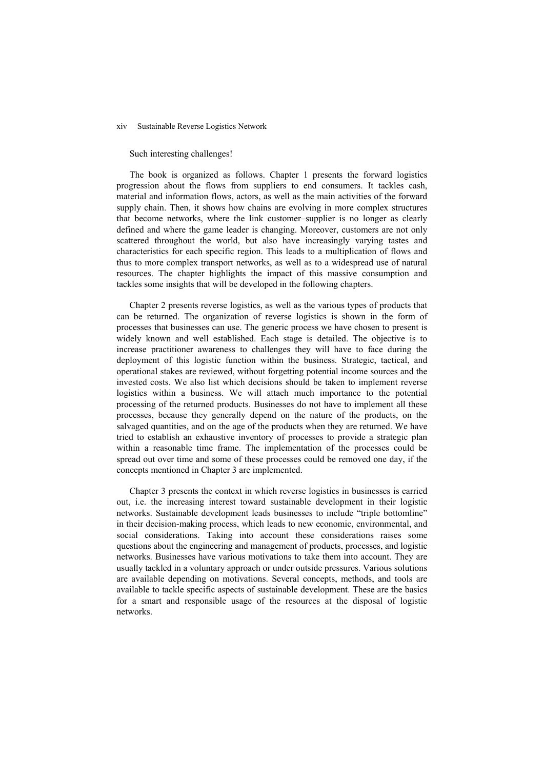Such interesting challenges!

The book is organized as follows. Chapter 1 presents the forward logistics progression about the flows from suppliers to end consumers. It tackles cash, material and information flows, actors, as well as the main activities of the forward supply chain. Then, it shows how chains are evolving in more complex structures that become networks, where the link customer–supplier is no longer as clearly defined and where the game leader is changing. Moreover, customers are not only scattered throughout the world, but also have increasingly varying tastes and characteristics for each specific region. This leads to a multiplication of flows and thus to more complex transport networks, as well as to a widespread use of natural resources. The chapter highlights the impact of this massive consumption and tackles some insights that will be developed in the following chapters.

Chapter 2 presents reverse logistics, as well as the various types of products that can be returned. The organization of reverse logistics is shown in the form of processes that businesses can use. The generic process we have chosen to present is widely known and well established. Each stage is detailed. The objective is to increase practitioner awareness to challenges they will have to face during the deployment of this logistic function within the business. Strategic, tactical, and operational stakes are reviewed, without forgetting potential income sources and the invested costs. We also list which decisions should be taken to implement reverse logistics within a business. We will attach much importance to the potential processing of the returned products. Businesses do not have to implement all these processes, because they generally depend on the nature of the products, on the salvaged quantities, and on the age of the products when they are returned. We have tried to establish an exhaustive inventory of processes to provide a strategic plan within a reasonable time frame. The implementation of the processes could be spread out over time and some of these processes could be removed one day, if the concepts mentioned in Chapter 3 are implemented.

Chapter 3 presents the context in which reverse logistics in businesses is carried out, i.e. the increasing interest toward sustainable development in their logistic networks. Sustainable development leads businesses to include "triple bottomline" in their decision-making process, which leads to new economic, environmental, and social considerations. Taking into account these considerations raises some questions about the engineering and management of products, processes, and logistic networks. Businesses have various motivations to take them into account. They are usually tackled in a voluntary approach or under outside pressures. Various solutions are available depending on motivations. Several concepts, methods, and tools are available to tackle specific aspects of sustainable development. These are the basics for a smart and responsible usage of the resources at the disposal of logistic networks.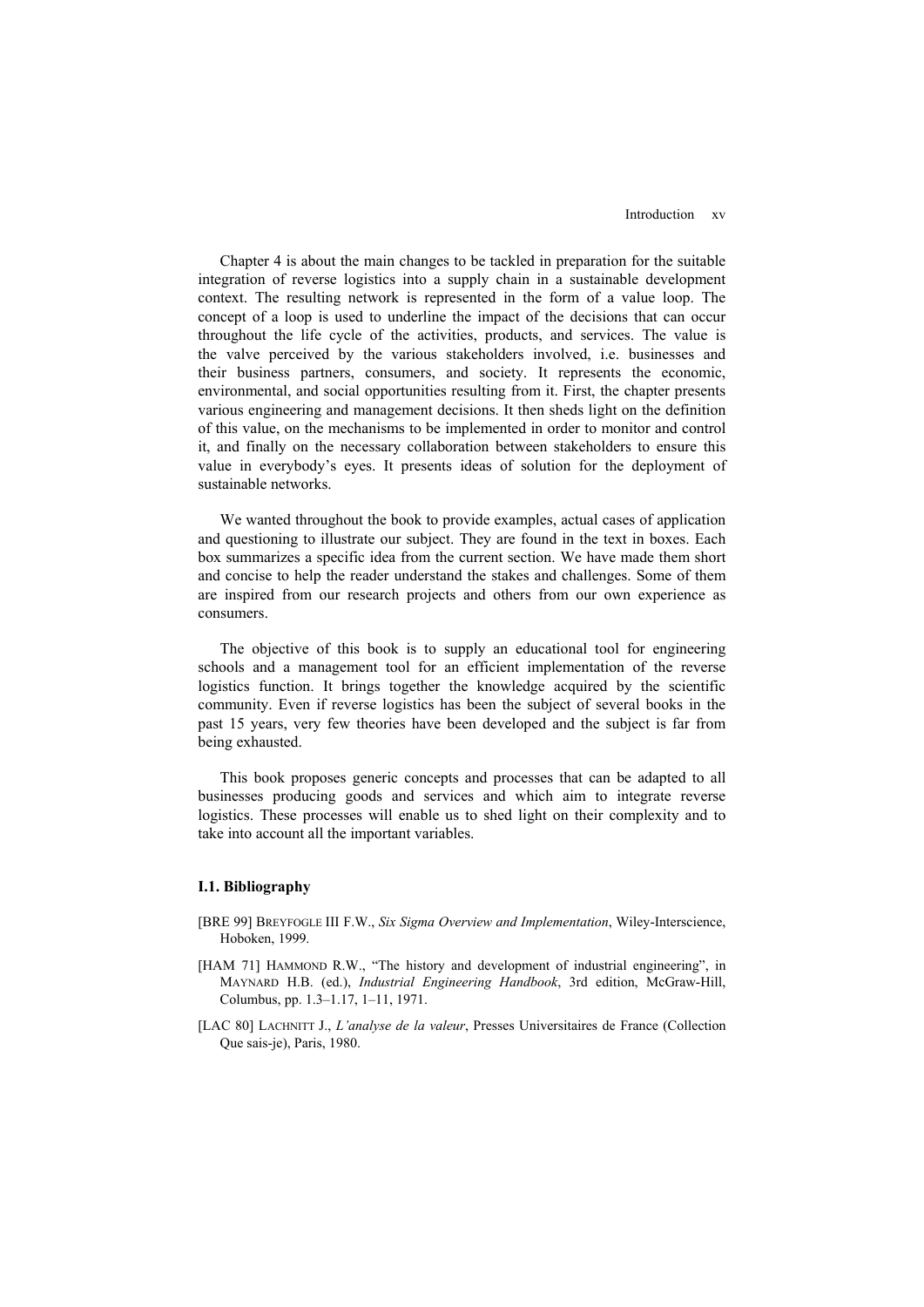Chapter 4 is about the main changes to be tackled in preparation for the suitable integration of reverse logistics into a supply chain in a sustainable development context. The resulting network is represented in the form of a value loop. The concept of a loop is used to underline the impact of the decisions that can occur throughout the life cycle of the activities, products, and services. The value is the valve perceived by the various stakeholders involved, i.e. businesses and their business partners, consumers, and society. It represents the economic, environmental, and social opportunities resulting from it. First, the chapter presents various engineering and management decisions. It then sheds light on the definition of this value, on the mechanisms to be implemented in order to monitor and control it, and finally on the necessary collaboration between stakeholders to ensure this value in everybody's eyes. It presents ideas of solution for the deployment of sustainable networks.

We wanted throughout the book to provide examples, actual cases of application and questioning to illustrate our subject. They are found in the text in boxes. Each box summarizes a specific idea from the current section. We have made them short and concise to help the reader understand the stakes and challenges. Some of them are inspired from our research projects and others from our own experience as consumers.

The objective of this book is to supply an educational tool for engineering schools and a management tool for an efficient implementation of the reverse logistics function. It brings together the knowledge acquired by the scientific community. Even if reverse logistics has been the subject of several books in the past 15 years, very few theories have been developed and the subject is far from being exhausted.

This book proposes generic concepts and processes that can be adapted to all businesses producing goods and services and which aim to integrate reverse logistics. These processes will enable us to shed light on their complexity and to take into account all the important variables.

### I.1. Bibliography

[BRE 99] BREYFOGLE III F.W., *Six Sigma Overview and Implementation*, Wiley-Interscience, Hoboken, 1999.

[HAM 71] HAMMOND R.W., "The history and development of industrial engineering", in MAYNARD H.B. (ed.), *Industrial Engineering Handbook*, 3rd edition, McGraw-Hill, Columbus, pp. 1.3–1.17, 1–11, 1971.

[LAC 80] LACHNITT J., *L'analyse de la valeur*, Presses Universitaires de France (Collection Que sais-je), Paris, 1980.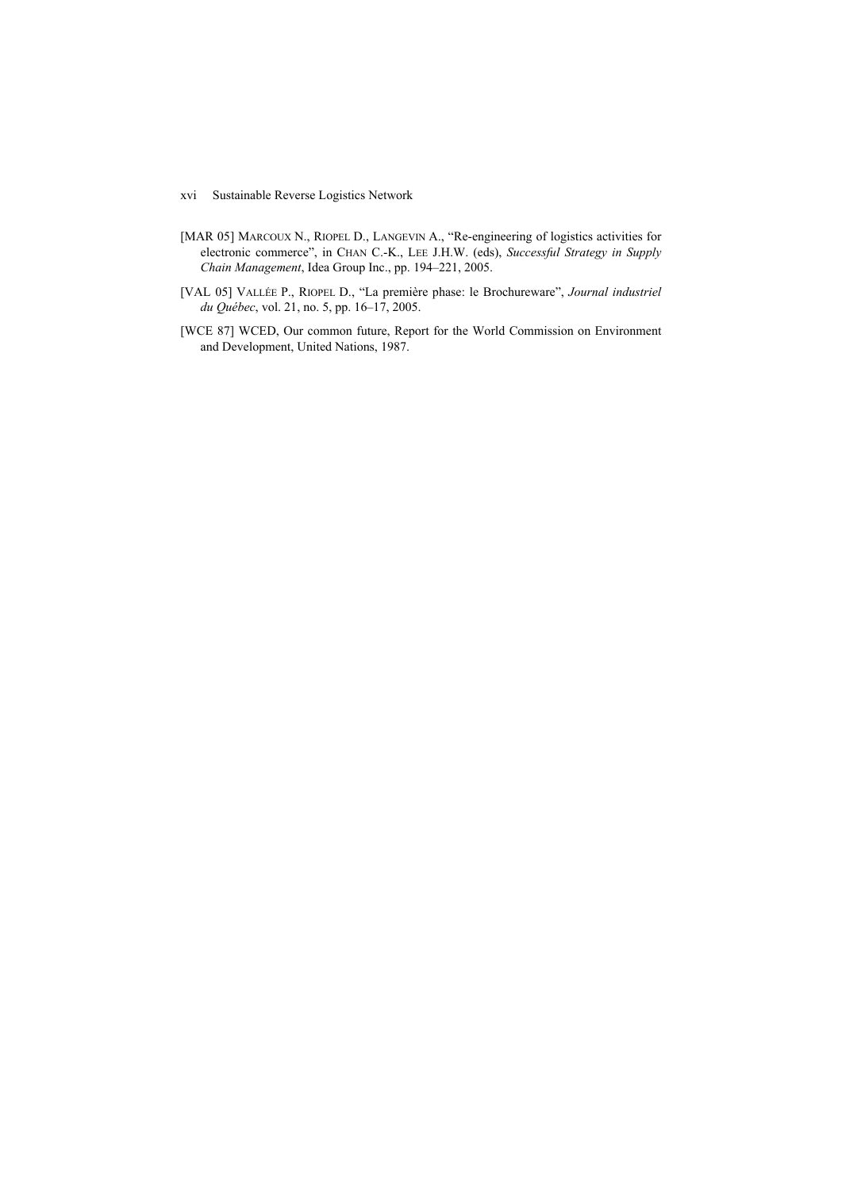[MAR 05] MARCOUX N., RIOPEL D., LANGEVIN A., "Re-engineering of logistics activities for electronic commerce", in CHAN C.-K., LEE J.H.W. (eds), *Successful Strategy in Supply Chain Management*, Idea Group Inc., pp. 194–221, 2005.

[VAL 05] VALLÉE P., RIOPEL D., "La première phase: le Brochureware", *Journal industriel du Québec*, vol. 21, no. 5, pp. 16–17, 2005.

[WCE 87] WCED, Our common future, Report for the World Commission on Environment and Development, United Nations, 1987.